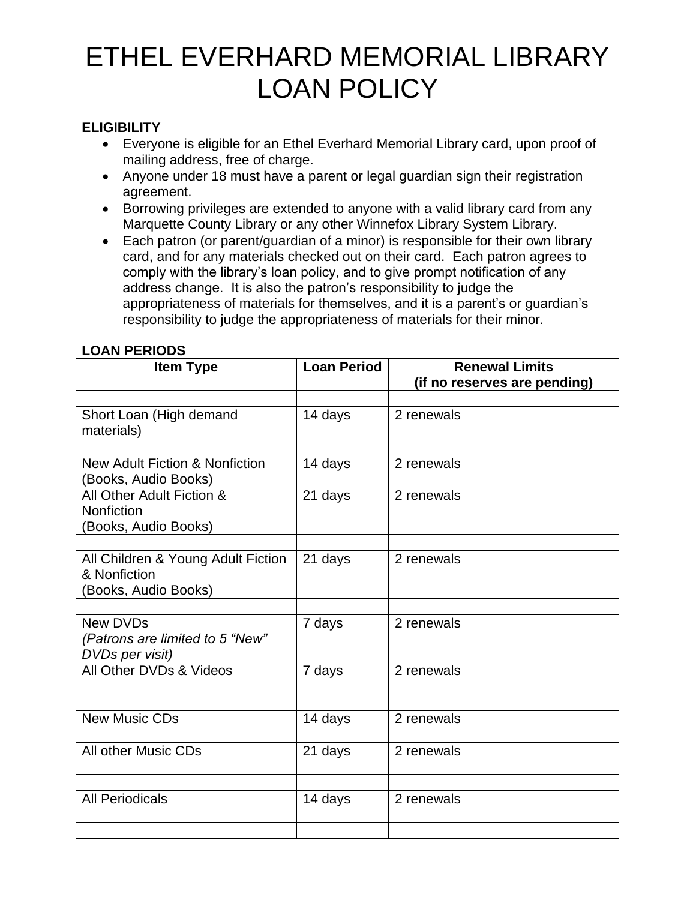# ETHEL EVERHARD MEMORIAL LIBRARY LOAN POLICY

**ELIGIBILITY**

- Everyone is eligible for an Ethel Everhard Memorial Library card, upon proof of mailing address, free of charge.
- Anyone under 18 must have a parent or legal guardian sign their registration agreement.
- Borrowing privileges are extended to anyone with a valid library card from any Marquette County Library or any other Winnefox Library System Library.
- Each patron (or parent/guardian of a minor) is responsible for their own library card, and for any materials checked out on their card. Each patron agrees to comply with the library's loan policy, and to give prompt notification of any address change. It is also the patron's responsibility to judge the appropriateness of materials for themselves, and it is a parent's or guardian's responsibility to judge the appropriateness of materials for their minor.

**LOAN PERIODS**

| Item Type | Loan Period | Renewal Limits (if no reserves are pending) |
|---|---|---|
| | | |
| Short Loan (High demand materials) | 14 days | 2 renewals |
| | | |
| New Adult Fiction & Nonfiction (Books, Audio Books) | 14 days | 2 renewals |
| All Other Adult Fiction & Nonfiction (Books, Audio Books) | 21 days | 2 renewals |
| | | |
| All Children & Young Adult Fiction & Nonfiction (Books, Audio Books) | 21 days | 2 renewals |
| | | |
| New DVDs *(Patrons are limited to 5 "New" DVDs per visit)* | 7 days | 2 renewals |
| All Other DVDs & Videos | 7 days | 2 renewals |
| | | |
| New Music CDs | 14 days | 2 renewals |
| All other Music CDs | 21 days | 2 renewals |
| | | |
| All Periodicals | 14 days | 2 renewals |
| | | |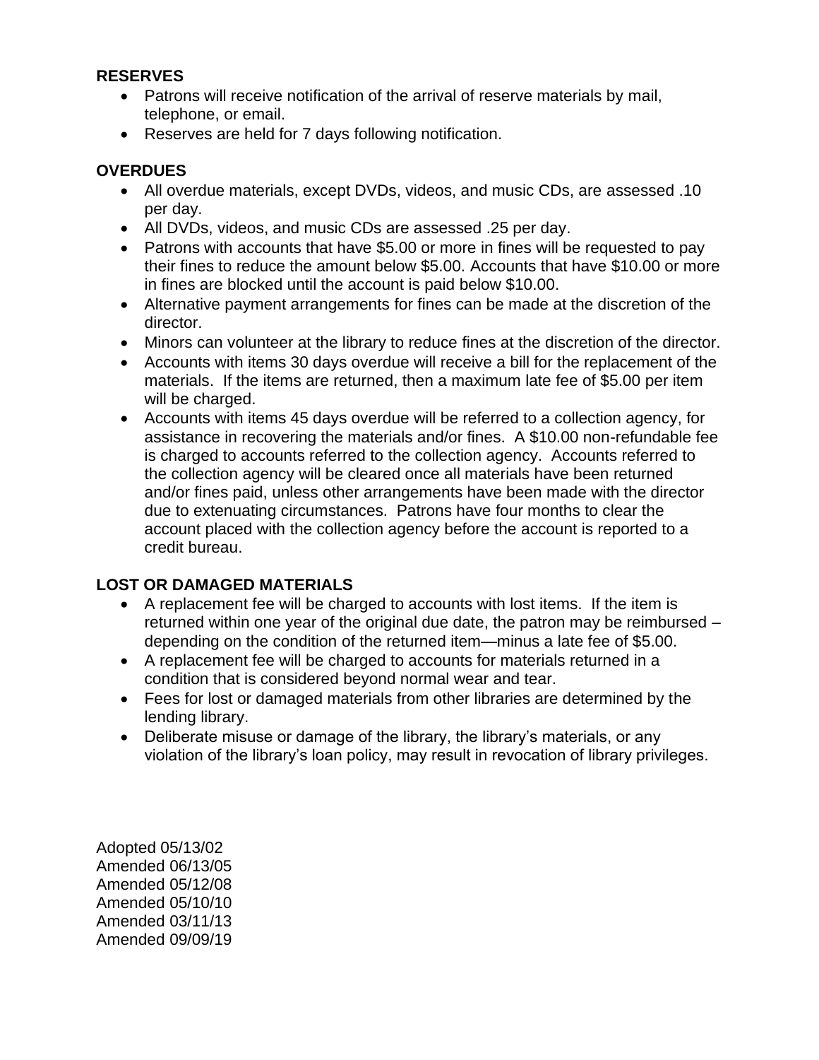## RESERVES

- Patrons will receive notification of the arrival of reserve materials by mail, telephone, or email.
- Reserves are held for 7 days following notification.

## OVERDUES

- All overdue materials, except DVDs, videos, and music CDs, are assessed .10 per day.
- All DVDs, videos, and music CDs are assessed .25 per day.
- Patrons with accounts that have $5.00 or more in fines will be requested to pay their fines to reduce the amount below $5.00. Accounts that have $10.00 or more in fines are blocked until the account is paid below $10.00.
- Alternative payment arrangements for fines can be made at the discretion of the director.
- Minors can volunteer at the library to reduce fines at the discretion of the director.
- Accounts with items 30 days overdue will receive a bill for the replacement of the materials. If the items are returned, then a maximum late fee of $5.00 per item will be charged.
- Accounts with items 45 days overdue will be referred to a collection agency, for assistance in recovering the materials and/or fines. A $10.00 non-refundable fee is charged to accounts referred to the collection agency. Accounts referred to the collection agency will be cleared once all materials have been returned and/or fines paid, unless other arrangements have been made with the director due to extenuating circumstances. Patrons have four months to clear the account placed with the collection agency before the account is reported to a credit bureau.

## LOST OR DAMAGED MATERIALS

- A replacement fee will be charged to accounts with lost items. If the item is returned within one year of the original due date, the patron may be reimbursed – depending on the condition of the returned item—minus a late fee of $5.00.
- A replacement fee will be charged to accounts for materials returned in a condition that is considered beyond normal wear and tear.
- Fees for lost or damaged materials from other libraries are determined by the lending library.
- Deliberate misuse or damage of the library, the library's materials, or any violation of the library's loan policy, may result in revocation of library privileges.

Adopted 05/13/02
Amended 06/13/05
Amended 05/12/08
Amended 05/10/10
Amended 03/11/13
Amended 09/09/19